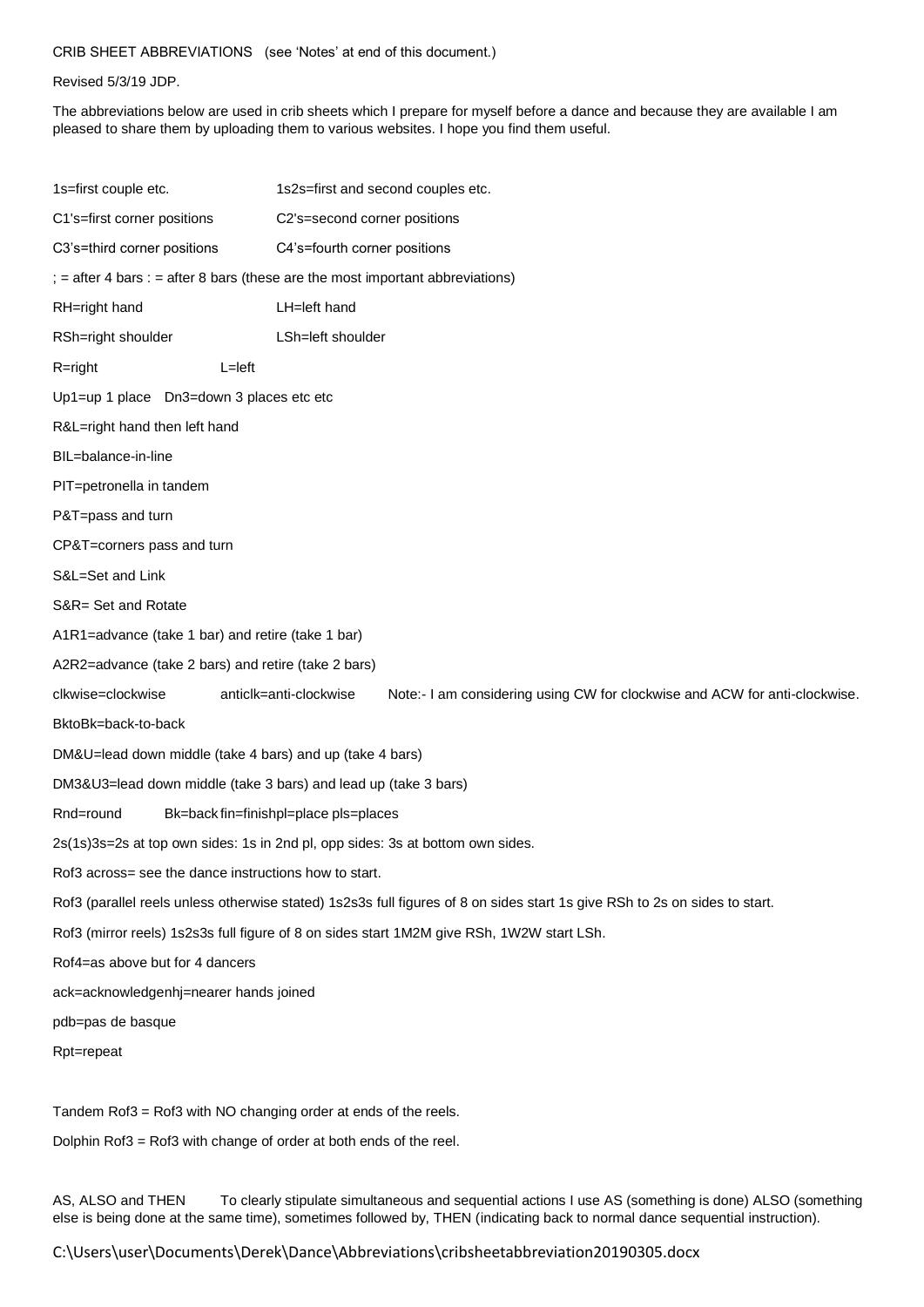CRIB SHEET ABBREVIATIONS (see 'Notes' at end of this document.)

Revised 5/3/19 JDP.

The abbreviations below are used in crib sheets which I prepare for myself before a dance and because they are available I am pleased to share them by uploading them to various websites. I hope you find them useful.

1s=first couple etc. 1s2s=first and second couples etc.

C1's=first corner positions C2's=second corner positions

C3's=third corner positions C4's=fourth corner positions

; = after 4 bars : = after 8 bars (these are the most important abbreviations)

RH=right hand LH=left hand

RSh=right shoulder LSh=left shoulder

R=right L=left

Up1=up 1 place Dn3=down 3 places etc etc

R&L=right hand then left hand

BIL=balance-in-line

PIT=petronella in tandem

P&T=pass and turn

CP&T=corners pass and turn

S&L=Set and Link

S&R= Set and Rotate

A1R1=advance (take 1 bar) and retire (take 1 bar)

A2R2=advance (take 2 bars) and retire (take 2 bars)

clkwise=clockwise anticlk=anti-clockwise Note:- I am considering using CW for clockwise and ACW for anti-clockwise.

BktoBk=back-to-back

DM&U=lead down middle (take 4 bars) and up (take 4 bars)

DM3&U3=lead down middle (take 3 bars) and lead up (take 3 bars)

Rnd=round Bk=back fin=finish pl=place pls=places

2s(1s)3s=2s at top own sides: 1s in 2nd pl, opp sides: 3s at bottom own sides.

Rof3 across= see the dance instructions how to start.

Rof3 (parallel reels unless otherwise stated) 1s2s3s full figures of 8 on sides start 1s give RSh to 2s on sides to start.

Rof3 (mirror reels) 1s2s3s full figure of 8 on sides start 1M2M give RSh, 1W2W start LSh.

Rof4=as above but for 4 dancers

ack=acknowledge nhj=nearer hands joined

pdb=pas de basque

Rpt=repeat

Tandem Rof3 = Rof3 with NO changing order at ends of the reels.

Dolphin Rof3 = Rof3 with change of order at both ends of the reel.

AS, ALSO and THEN To clearly stipulate simultaneous and sequential actions I use AS (something is done) ALSO (something else is being done at the same time), sometimes followed by, THEN (indicating back to normal dance sequential instruction).

C:\Users\user\Documents\Derek\Dance\Abbreviations\cribsheetabbreviation20190305.docx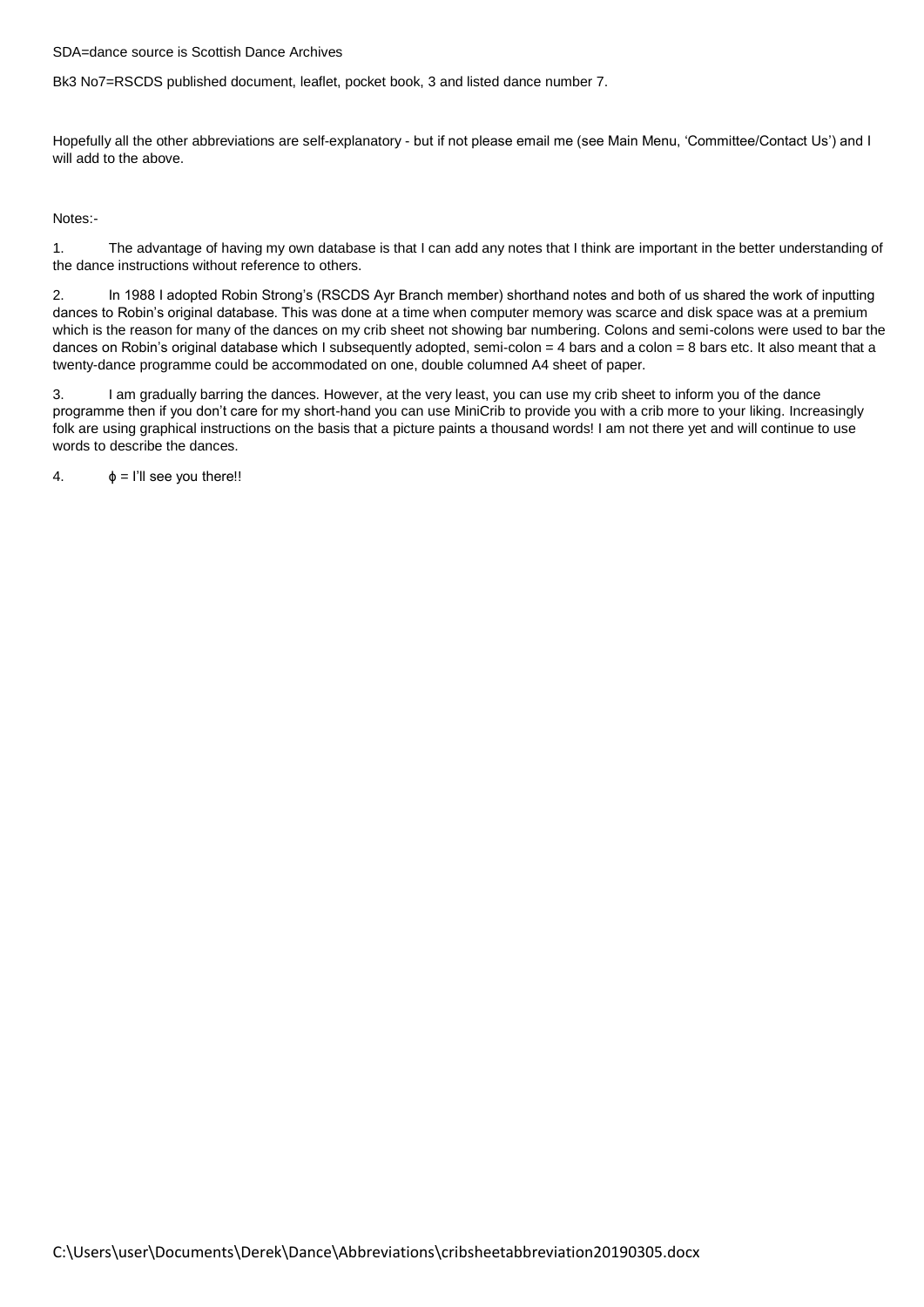SDA=dance source is Scottish Dance Archives

Bk3 No7=RSCDS published document, leaflet, pocket book, 3 and listed dance number 7.

Hopefully all the other abbreviations are self-explanatory - but if not please email me (see Main Menu, 'Committee/Contact Us') and I will add to the above.

Notes:-

1. The advantage of having my own database is that I can add any notes that I think are important in the better understanding of the dance instructions without reference to others.

2. In 1988 I adopted Robin Strong's (RSCDS Ayr Branch member) shorthand notes and both of us shared the work of inputting dances to Robin's original database. This was done at a time when computer memory was scarce and disk space was at a premium which is the reason for many of the dances on my crib sheet not showing bar numbering. Colons and semi-colons were used to bar the dances on Robin's original database which I subsequently adopted, semi-colon = 4 bars and a colon = 8 bars etc. It also meant that a twenty-dance programme could be accommodated on one, double columned A4 sheet of paper.

3. I am gradually barring the dances. However, at the very least, you can use my crib sheet to inform you of the dance programme then if you don't care for my short-hand you can use MiniCrib to provide you with a crib more to your liking. Increasingly folk are using graphical instructions on the basis that a picture paints a thousand words! I am not there yet and will continue to use words to describe the dances.

4. ϕ = I'll see you there!!

C:\Users\user\Documents\Derek\Dance\Abbreviations\cribsheetabbreviation20190305.docx